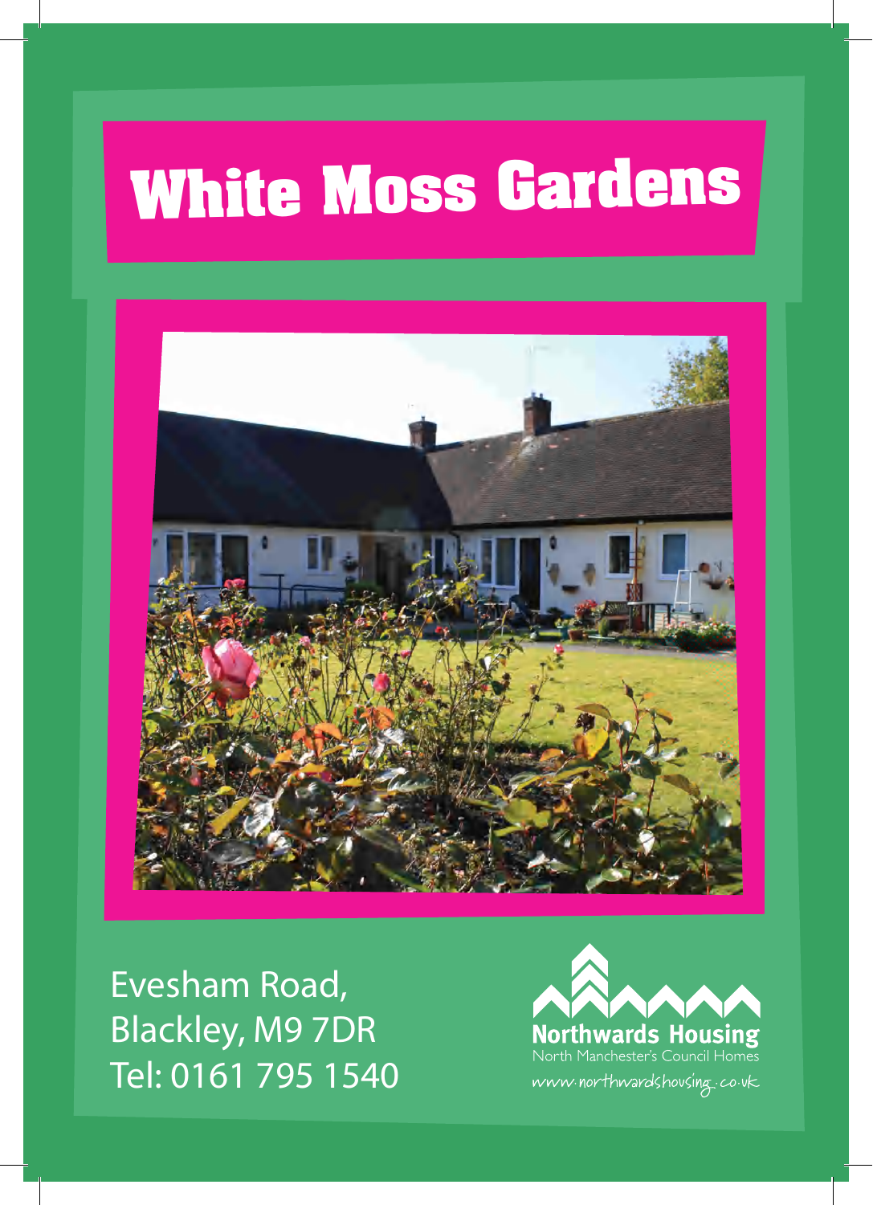# White Moss Gardens

Evesham Road,
Blackley, M9 7DR
Tel: 0161 795 1540

**Northwards Housing**
North Manchester's Council Homes
www.northwardshousing.co.uk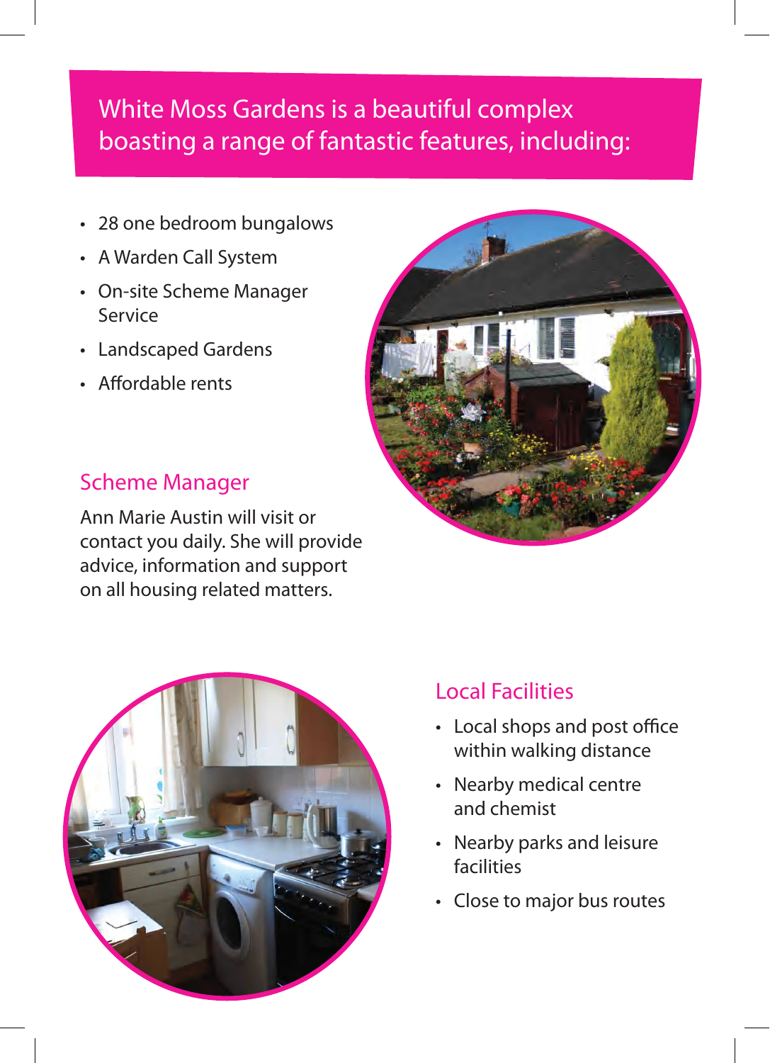## White Moss Gardens is a beautiful complex boasting a range of fantastic features, including:

- 28 one bedroom bungalows
- A Warden Call System
- On-site Scheme Manager Service
- Landscaped Gardens
- Affordable rents

### Scheme Manager

Ann Marie Austin will visit or contact you daily. She will provide advice, information and support on all housing related matters.

### Local Facilities

- Local shops and post office within walking distance
- Nearby medical centre and chemist
- Nearby parks and leisure facilities
- Close to major bus routes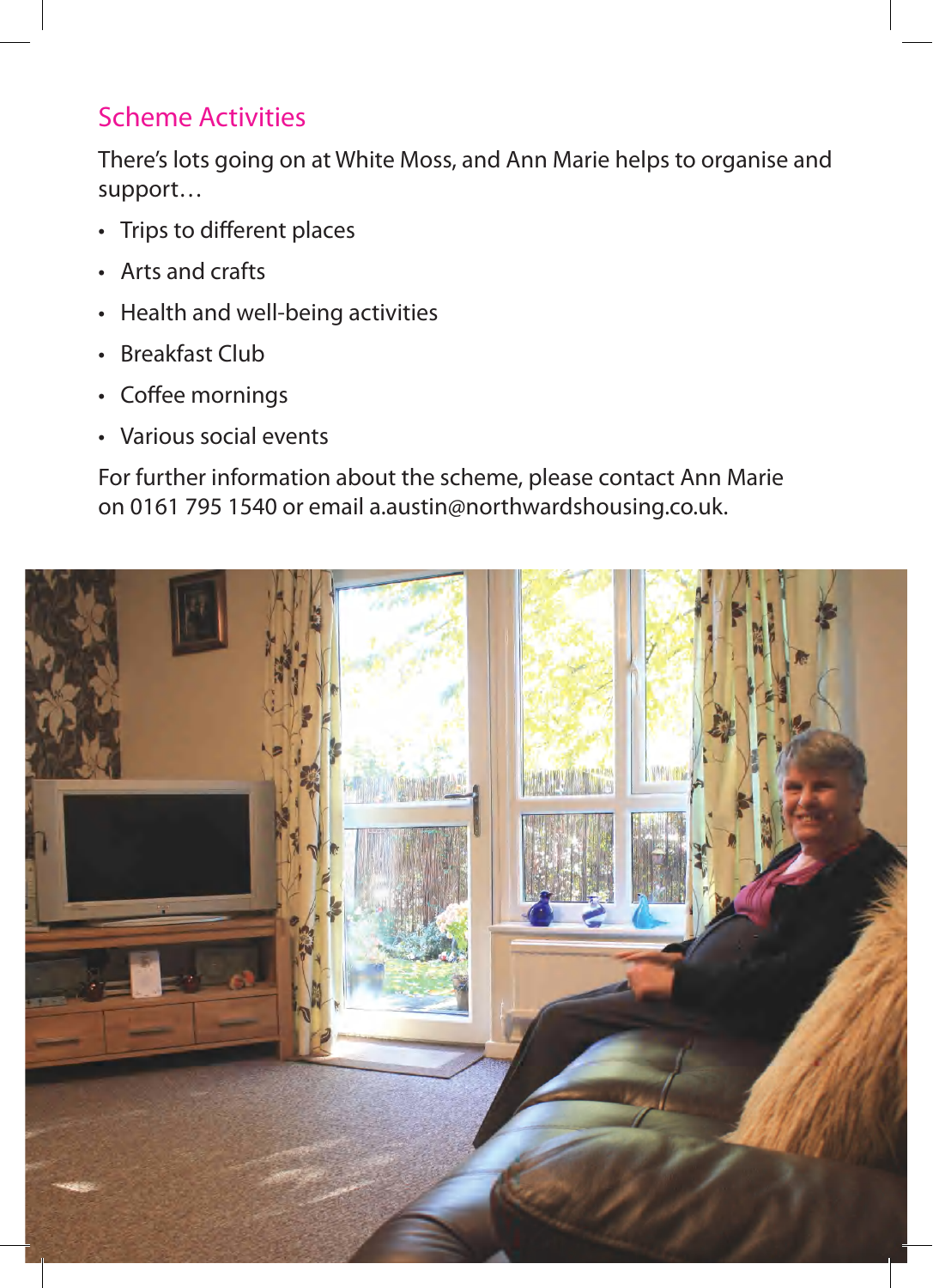## Scheme Activities

There's lots going on at White Moss, and Ann Marie helps to organise and support…

- Trips to different places
- Arts and crafts
- Health and well-being activities
- Breakfast Club
- Coffee mornings
- Various social events

For further information about the scheme, please contact Ann Marie on 0161 795 1540 or email a.austin@northwardshousing.co.uk.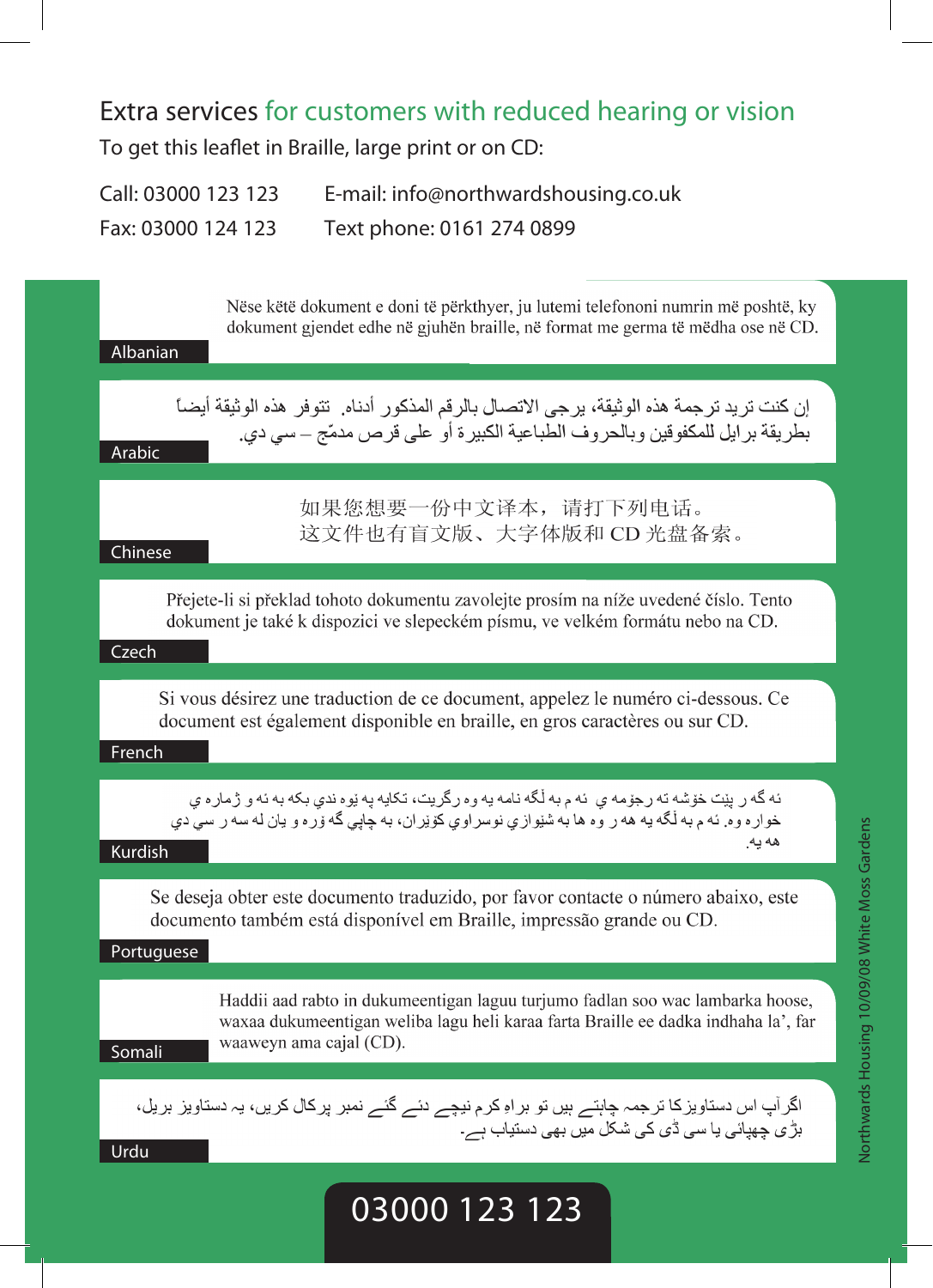## Extra services for customers with reduced hearing or vision

To get this leaflet in Braille, large print or on CD:

Call: 03000 123 123 E-mail: info@northwardshousing.co.uk

Fax: 03000 124 123 Text phone: 0161 274 0899

**Albanian**

Nëse këtë dokument e doni të përkthyer, ju lutemi telefononi numrin më poshtë, ky dokument gjendet edhe në gjuhën braille, në format me germa të mëdha ose në CD.

**Arabic**

إن كنت تريد ترجمة هذه الوثيقة، يرجى الاتصال بالرقم المذكور أدناه. تتوفر هذه الوثيقة أيضاً بطريقة برايل للمكفوفين وبالحروف الطباعية الكبيرة أو على قرص مدمّج – سي دي.

**Chinese**

如果您想要一份中文译本，请打下列电话。
这文件也有盲文版、大字体版和 CD 光盘备索。

**Czech**

Přejete-li si překlad tohoto dokumentu zavolejte prosím na níže uvedené číslo. Tento dokument je také k dispozici ve slepeckém písmu, ve velkém formátu nebo na CD.

**French**

Si vous désirez une traduction de ce document, appelez le numéro ci-dessous. Ce document est également disponible en braille, en gros caractères ou sur CD.

**Kurdish**

ئه گه ر پێت خۆشه ته رجومه ی ئه م به ڵگه نامه یه وه رگریت، تکایه په یوه ندي بکه به ئه و ژماره ی خواره وه. ئه م به ڵگه یه هه ر وه ها به شێوازي نوسراوي کوێران، به چاپي گه وره و یان له سه ر سي دي هه یه.

**Portuguese**

Se deseja obter este documento traduzido, por favor contacte o número abaixo, este documento também está disponível em Braille, impressão grande ou CD.

**Somali**

Haddii aad rabto in dukumeentigan laguu turjumo fadlan soo wac lambarka hoose, waxaa dukumeentigan weliba lagu heli karaa farta Braille ee dadka indhaha la', far waaweyn ama cajal (CD).

**Urdu**

اگر آپ اس دستاویز کا ترجمہ چاہتے ہیں تو براہِ کرم نیچے دئے گئے نمبر پر کال کریں، یہ دستاویز بریل، بڑی چھپائی یا سی ڈی کی شکل میں بھی دستیاب ہے۔

**03000 123 123**

Northwards Housing 10/09/08 White Moss Gardens